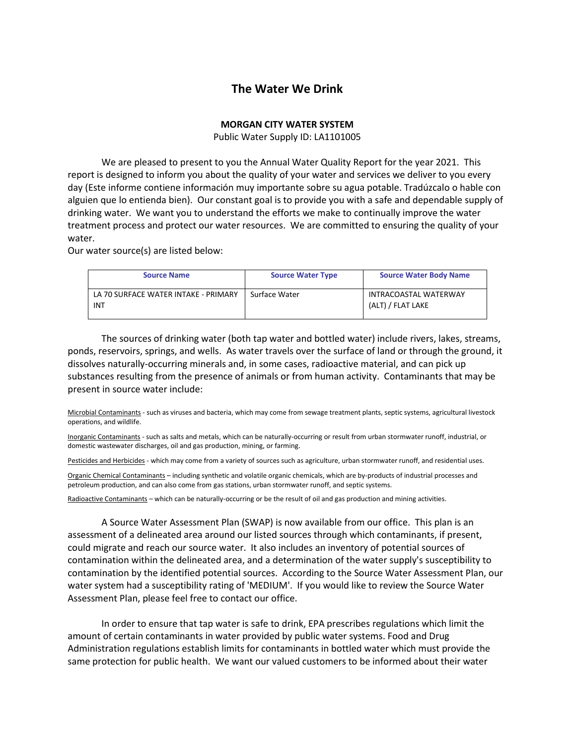# The Water We Drink

**MORGAN CITY WATER SYSTEM**

Public Water Supply ID: LA1101005

We are pleased to present to you the Annual Water Quality Report for the year 2021. This report is designed to inform you about the quality of your water and services we deliver to you every day (Este informe contiene información muy importante sobre su agua potable. Tradúzcalo o hable con alguien que lo entienda bien). Our constant goal is to provide you with a safe and dependable supply of drinking water. We want you to understand the efforts we make to continually improve the water treatment process and protect our water resources. We are committed to ensuring the quality of your water.

Our water source(s) are listed below:

| Source Name | Source Water Type | Source Water Body Name |
| --- | --- | --- |
| LA 70 SURFACE WATER INTAKE - PRIMARY INT | Surface Water | INTRACOASTAL WATERWAY (ALT) / FLAT LAKE |

The sources of drinking water (both tap water and bottled water) include rivers, lakes, streams, ponds, reservoirs, springs, and wells. As water travels over the surface of land or through the ground, it dissolves naturally-occurring minerals and, in some cases, radioactive material, and can pick up substances resulting from the presence of animals or from human activity. Contaminants that may be present in source water include:

Microbial Contaminants - such as viruses and bacteria, which may come from sewage treatment plants, septic systems, agricultural livestock operations, and wildlife.

Inorganic Contaminants - such as salts and metals, which can be naturally-occurring or result from urban stormwater runoff, industrial, or domestic wastewater discharges, oil and gas production, mining, or farming.

Pesticides and Herbicides - which may come from a variety of sources such as agriculture, urban stormwater runoff, and residential uses.

Organic Chemical Contaminants – including synthetic and volatile organic chemicals, which are by-products of industrial processes and petroleum production, and can also come from gas stations, urban stormwater runoff, and septic systems.

Radioactive Contaminants – which can be naturally-occurring or be the result of oil and gas production and mining activities.

A Source Water Assessment Plan (SWAP) is now available from our office. This plan is an assessment of a delineated area around our listed sources through which contaminants, if present, could migrate and reach our source water. It also includes an inventory of potential sources of contamination within the delineated area, and a determination of the water supply's susceptibility to contamination by the identified potential sources. According to the Source Water Assessment Plan, our water system had a susceptibility rating of 'MEDIUM'. If you would like to review the Source Water Assessment Plan, please feel free to contact our office.

In order to ensure that tap water is safe to drink, EPA prescribes regulations which limit the amount of certain contaminants in water provided by public water systems. Food and Drug Administration regulations establish limits for contaminants in bottled water which must provide the same protection for public health. We want our valued customers to be informed about their water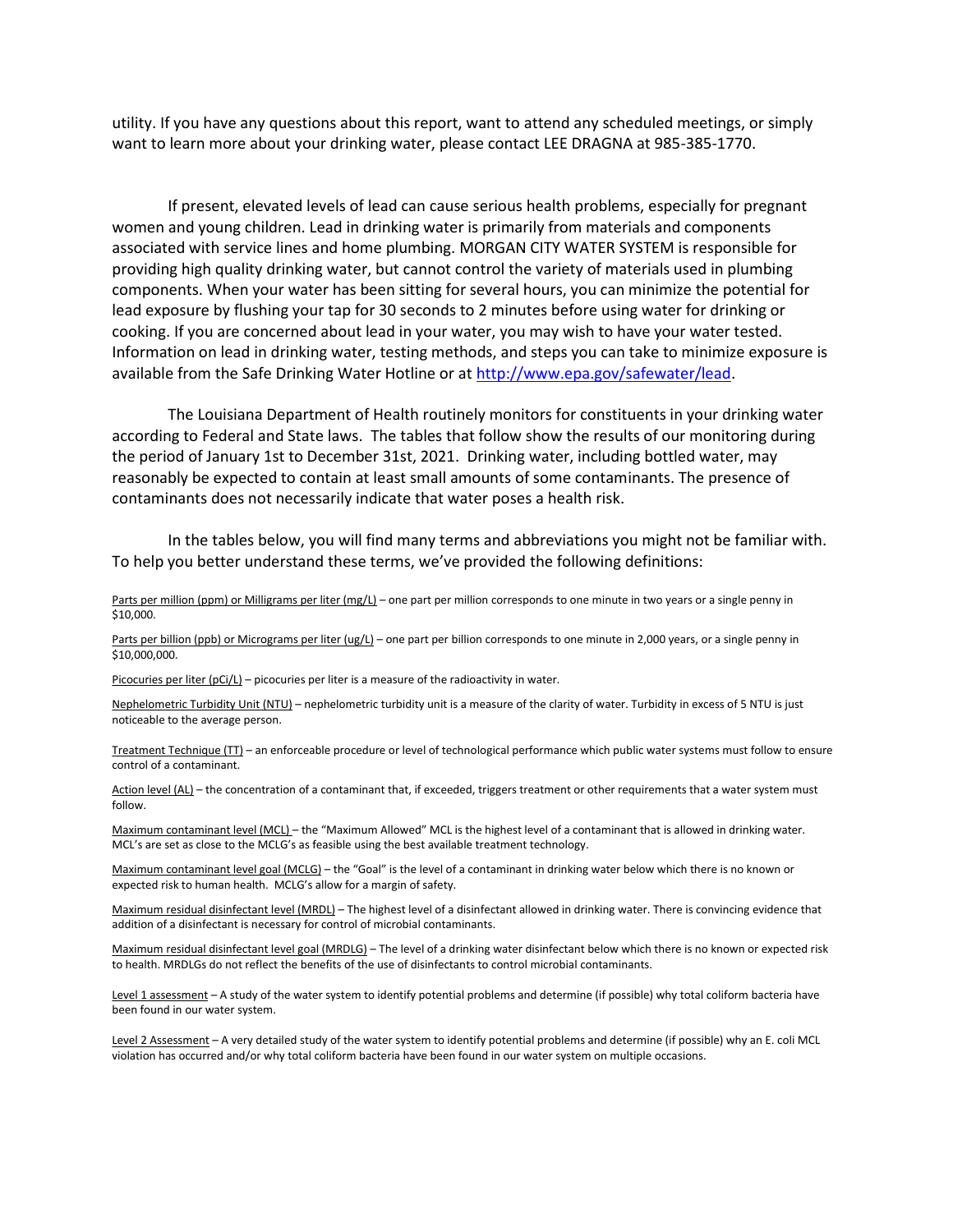utility. If you have any questions about this report, want to attend any scheduled meetings, or simply want to learn more about your drinking water, please contact LEE DRAGNA at 985-385-1770.

If present, elevated levels of lead can cause serious health problems, especially for pregnant women and young children. Lead in drinking water is primarily from materials and components associated with service lines and home plumbing. MORGAN CITY WATER SYSTEM is responsible for providing high quality drinking water, but cannot control the variety of materials used in plumbing components. When your water has been sitting for several hours, you can minimize the potential for lead exposure by flushing your tap for 30 seconds to 2 minutes before using water for drinking or cooking. If you are concerned about lead in your water, you may wish to have your water tested. Information on lead in drinking water, testing methods, and steps you can take to minimize exposure is available from the Safe Drinking Water Hotline or at [http://www.epa.gov/safewater/lead](http://www.epa.gov/safewater/lead).

The Louisiana Department of Health routinely monitors for constituents in your drinking water according to Federal and State laws. The tables that follow show the results of our monitoring during the period of January 1st to December 31st, 2021. Drinking water, including bottled water, may reasonably be expected to contain at least small amounts of some contaminants. The presence of contaminants does not necessarily indicate that water poses a health risk.

In the tables below, you will find many terms and abbreviations you might not be familiar with. To help you better understand these terms, we've provided the following definitions:

Parts per million (ppm) or Milligrams per liter (mg/L) – one part per million corresponds to one minute in two years or a single penny in $10,000.

Parts per billion (ppb) or Micrograms per liter (ug/L) – one part per billion corresponds to one minute in 2,000 years, or a single penny in $10,000,000.

Picocuries per liter (pCi/L) – picocuries per liter is a measure of the radioactivity in water.

Nephelometric Turbidity Unit (NTU) – nephelometric turbidity unit is a measure of the clarity of water. Turbidity in excess of 5 NTU is just noticeable to the average person.

Treatment Technique (TT) – an enforceable procedure or level of technological performance which public water systems must follow to ensure control of a contaminant.

Action level (AL) – the concentration of a contaminant that, if exceeded, triggers treatment or other requirements that a water system must follow.

Maximum contaminant level (MCL) – the "Maximum Allowed" MCL is the highest level of a contaminant that is allowed in drinking water. MCL's are set as close to the MCLG's as feasible using the best available treatment technology.

Maximum contaminant level goal (MCLG) – the "Goal" is the level of a contaminant in drinking water below which there is no known or expected risk to human health. MCLG's allow for a margin of safety.

Maximum residual disinfectant level (MRDL) – The highest level of a disinfectant allowed in drinking water. There is convincing evidence that addition of a disinfectant is necessary for control of microbial contaminants.

Maximum residual disinfectant level goal (MRDLG) – The level of a drinking water disinfectant below which there is no known or expected risk to health. MRDLGs do not reflect the benefits of the use of disinfectants to control microbial contaminants.

Level 1 assessment – A study of the water system to identify potential problems and determine (if possible) why total coliform bacteria have been found in our water system.

Level 2 Assessment – A very detailed study of the water system to identify potential problems and determine (if possible) why an E. coli MCL violation has occurred and/or why total coliform bacteria have been found in our water system on multiple occasions.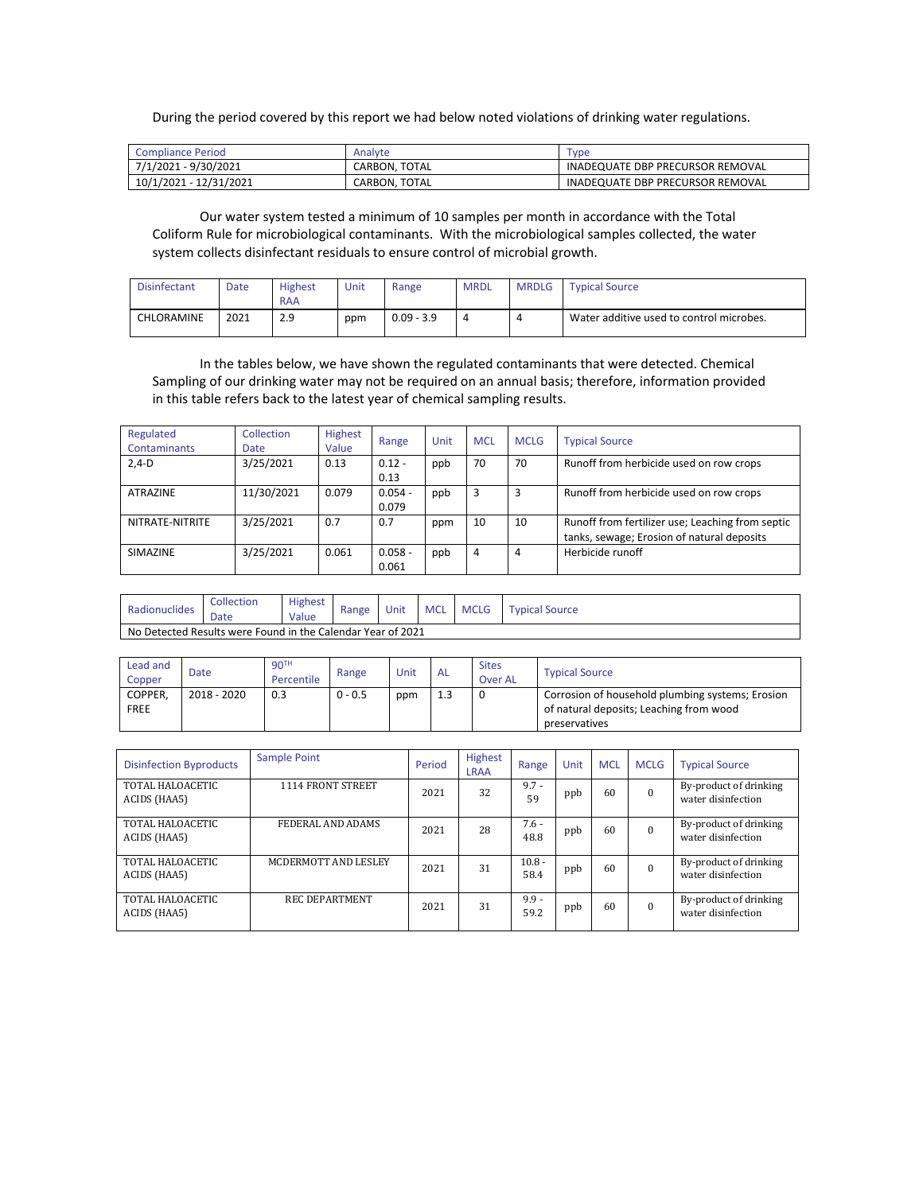During the period covered by this report we had below noted violations of drinking water regulations.

| Compliance Period | Analyte | Type |
|---|---|---|
| 7/1/2021 - 9/30/2021 | CARBON, TOTAL | INADEQUATE DBP PRECURSOR REMOVAL |
| 10/1/2021 - 12/31/2021 | CARBON, TOTAL | INADEQUATE DBP PRECURSOR REMOVAL |

Our water system tested a minimum of 10 samples per month in accordance with the Total Coliform Rule for microbiological contaminants. With the microbiological samples collected, the water system collects disinfectant residuals to ensure control of microbial growth.

| Disinfectant | Date | Highest RAA | Unit | Range | MRDL | MRDLG | Typical Source |
|---|---|---|---|---|---|---|---|
| CHLORAMINE | 2021 | 2.9 | ppm | 0.09 - 3.9 | 4 | 4 | Water additive used to control microbes. |

In the tables below, we have shown the regulated contaminants that were detected. Chemical Sampling of our drinking water may not be required on an annual basis; therefore, information provided in this table refers back to the latest year of chemical sampling results.

| Regulated Contaminants | Collection Date | Highest Value | Range | Unit | MCL | MCLG | Typical Source |
|---|---|---|---|---|---|---|---|
| 2,4-D | 3/25/2021 | 0.13 | 0.12 - 0.13 | ppb | 70 | 70 | Runoff from herbicide used on row crops |
| ATRAZINE | 11/30/2021 | 0.079 | 0.054 - 0.079 | ppb | 3 | 3 | Runoff from herbicide used on row crops |
| NITRATE-NITRITE | 3/25/2021 | 0.7 | 0.7 | ppm | 10 | 10 | Runoff from fertilizer use; Leaching from septic tanks, sewage; Erosion of natural deposits |
| SIMAZINE | 3/25/2021 | 0.061 | 0.058 - 0.061 | ppb | 4 | 4 | Herbicide runoff |

| Radionuclides | Collection Date | Highest Value | Range | Unit | MCL | MCLG | Typical Source |
|---|---|---|---|---|---|---|---|
| No Detected Results were Found in the Calendar Year of 2021 | | | | | | | |

| Lead and Copper | Date | 90TH Percentile | Range | Unit | AL | Sites Over AL | Typical Source |
|---|---|---|---|---|---|---|---|
| COPPER, FREE | 2018 - 2020 | 0.3 | 0 - 0.5 | ppm | 1.3 | 0 | Corrosion of household plumbing systems; Erosion of natural deposits; Leaching from wood preservatives |

| Disinfection Byproducts | Sample Point | Period | Highest LRAA | Range | Unit | MCL | MCLG | Typical Source |
|---|---|---|---|---|---|---|---|---|
| TOTAL HALOACETIC ACIDS (HAA5) | 1114 FRONT STREET | 2021 | 32 | 9.7 - 59 | ppb | 60 | 0 | By-product of drinking water disinfection |
| TOTAL HALOACETIC ACIDS (HAA5) | FEDERAL AND ADAMS | 2021 | 28 | 7.6 - 48.8 | ppb | 60 | 0 | By-product of drinking water disinfection |
| TOTAL HALOACETIC ACIDS (HAA5) | MCDERMOTT AND LESLEY | 2021 | 31 | 10.8 - 58.4 | ppb | 60 | 0 | By-product of drinking water disinfection |
| TOTAL HALOACETIC ACIDS (HAA5) | REC DEPARTMENT | 2021 | 31 | 9.9 - 59.2 | ppb | 60 | 0 | By-product of drinking water disinfection |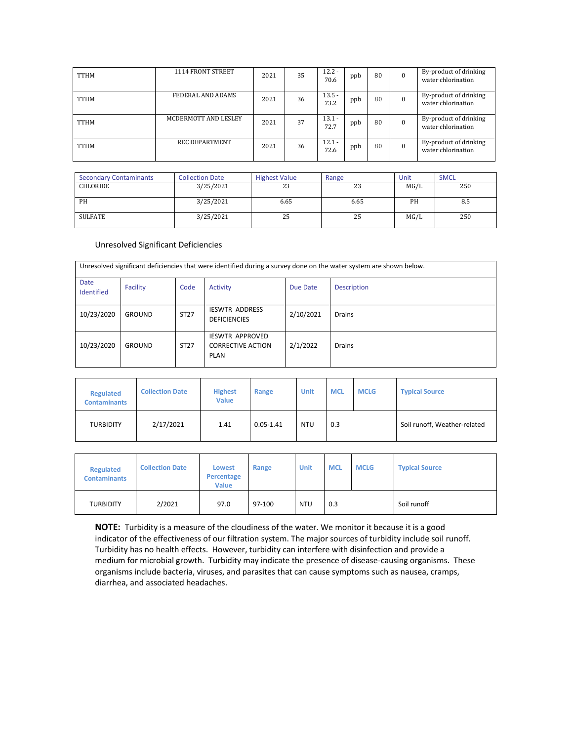| TTHM | 1114 FRONT STREET | 2021 | 35 | 12.2 - 70.6 | ppb | 80 | 0 | By-product of drinking water chlorination |
|---|---|---|---|---|---|---|---|---|
| TTHM | FEDERAL AND ADAMS | 2021 | 36 | 13.5 - 73.2 | ppb | 80 | 0 | By-product of drinking water chlorination |
| TTHM | MCDERMOTT AND LESLEY | 2021 | 37 | 13.1 - 72.7 | ppb | 80 | 0 | By-product of drinking water chlorination |
| TTHM | REC DEPARTMENT | 2021 | 36 | 12.1 - 72.6 | ppb | 80 | 0 | By-product of drinking water chlorination |

| Secondary Contaminants | Collection Date | Highest Value | Range | Unit | SMCL |
|---|---|---|---|---|---|
| CHLORIDE | 3/25/2021 | 23 | 23 | MG/L | 250 |
| PH | 3/25/2021 | 6.65 | 6.65 | PH | 8.5 |
| SULFATE | 3/25/2021 | 25 | 25 | MG/L | 250 |

Unresolved Significant Deficiencies

Unresolved significant deficiencies that were identified during a survey done on the water system are shown below.

| Date Identified | Facility | Code | Activity | Due Date | Description |
|---|---|---|---|---|---|
| 10/23/2020 | GROUND | ST27 | IESWTR ADDRESS DEFICIENCIES | 2/10/2021 | Drains |
| 10/23/2020 | GROUND | ST27 | IESWTR APPROVED CORRECTIVE ACTION PLAN | 2/1/2022 | Drains |

| Regulated Contaminants | Collection Date | Highest Value | Range | Unit | MCL | MCLG | Typical Source |
|---|---|---|---|---|---|---|---|
| TURBIDITY | 2/17/2021 | 1.41 | 0.05-1.41 | NTU | 0.3 | | Soil runoff, Weather-related |

| Regulated Contaminants | Collection Date | Lowest Percentage Value | Range | Unit | MCL | MCLG | Typical Source |
|---|---|---|---|---|---|---|---|
| TURBIDITY | 2/2021 | 97.0 | 97-100 | NTU | 0.3 | | Soil runoff |

**NOTE:** Turbidity is a measure of the cloudiness of the water. We monitor it because it is a good indicator of the effectiveness of our filtration system. The major sources of turbidity include soil runoff. Turbidity has no health effects. However, turbidity can interfere with disinfection and provide a medium for microbial growth. Turbidity may indicate the presence of disease-causing organisms. These organisms include bacteria, viruses, and parasites that can cause symptoms such as nausea, cramps, diarrhea, and associated headaches.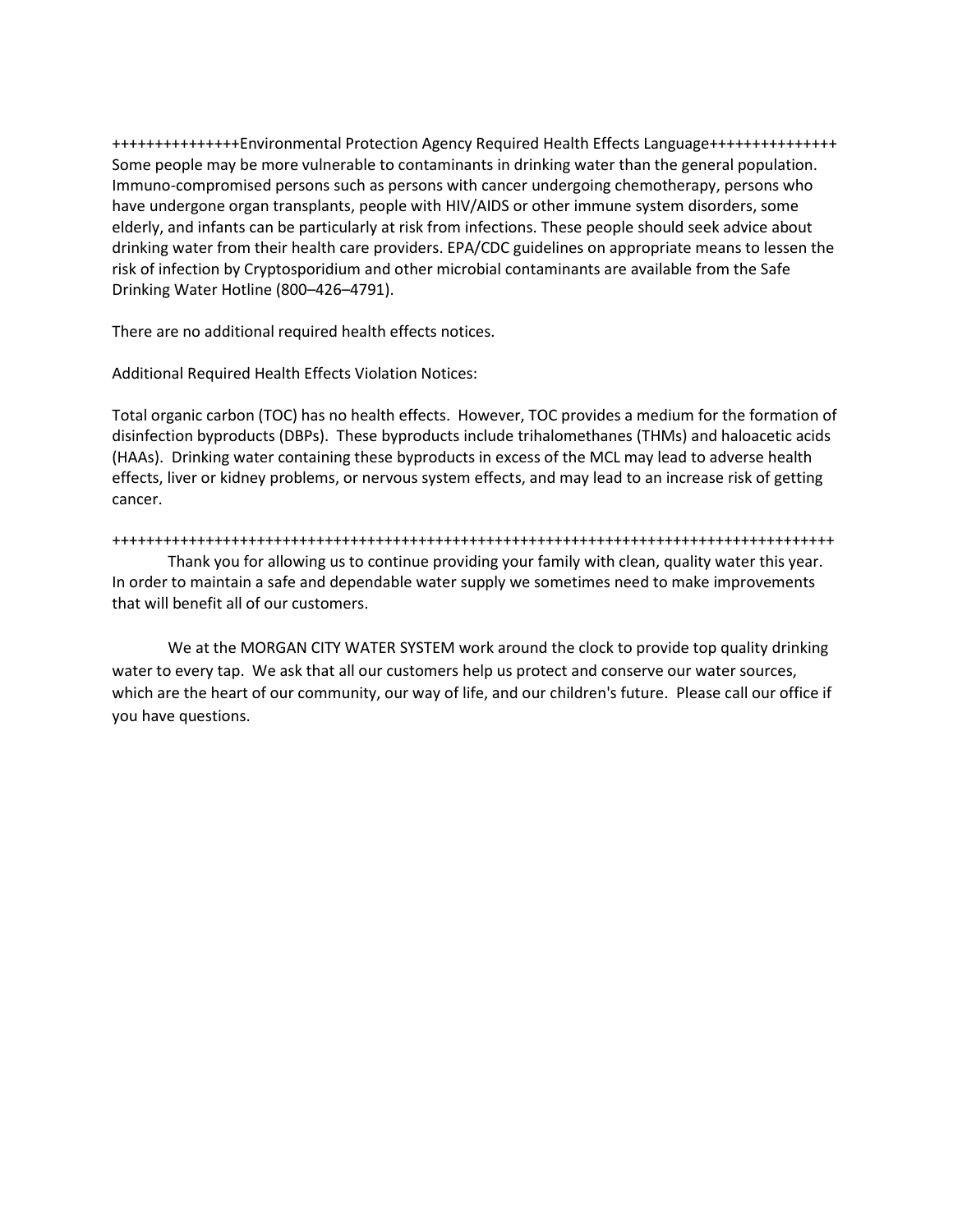+++++++++++++++Environmental Protection Agency Required Health Effects Language+++++++++++++++
Some people may be more vulnerable to contaminants in drinking water than the general population. Immuno-compromised persons such as persons with cancer undergoing chemotherapy, persons who have undergone organ transplants, people with HIV/AIDS or other immune system disorders, some elderly, and infants can be particularly at risk from infections. These people should seek advice about drinking water from their health care providers. EPA/CDC guidelines on appropriate means to lessen the risk of infection by Cryptosporidium and other microbial contaminants are available from the Safe Drinking Water Hotline (800–426–4791).

There are no additional required health effects notices.

Additional Required Health Effects Violation Notices:

Total organic carbon (TOC) has no health effects. However, TOC provides a medium for the formation of disinfection byproducts (DBPs). These byproducts include trihalomethanes (THMs) and haloacetic acids (HAAs). Drinking water containing these byproducts in excess of the MCL may lead to adverse health effects, liver or kidney problems, or nervous system effects, and may lead to an increase risk of getting cancer.

++++++++++++++++++++++++++++++++++++++++++++++++++++++++++++++++++++++++++++++++++++++++

Thank you for allowing us to continue providing your family with clean, quality water this year. In order to maintain a safe and dependable water supply we sometimes need to make improvements that will benefit all of our customers.

We at the MORGAN CITY WATER SYSTEM work around the clock to provide top quality drinking water to every tap. We ask that all our customers help us protect and conserve our water sources, which are the heart of our community, our way of life, and our children's future. Please call our office if you have questions.